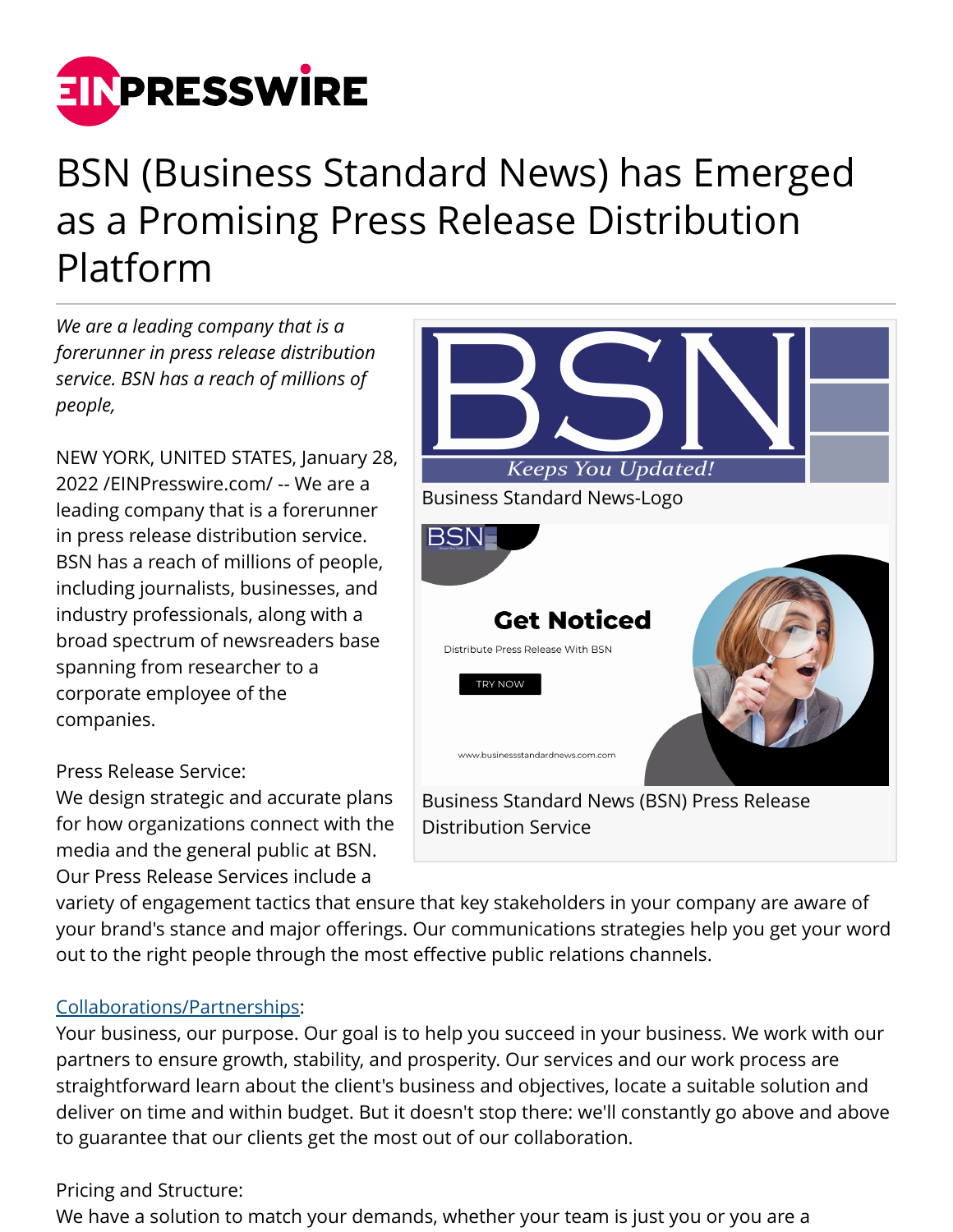# BSN (Business Standard News) has Emerged as a Promising Press Release Distribution Platform

*We are a leading company that is a forerunner in press release distribution service. BSN has a reach of millions of people,*

Business Standard News-Logo

Business Standard News (BSN) Press Release Distribution Service

NEW YORK, UNITED STATES, January 28, 2022 /EINPresswire.com/ -- We are a leading company that is a forerunner in press release distribution service. BSN has a reach of millions of people, including journalists, businesses, and industry professionals, along with a broad spectrum of newsreaders base spanning from researcher to a corporate employee of the companies.

Press Release Service:
We design strategic and accurate plans for how organizations connect with the media and the general public at BSN. Our Press Release Services include a variety of engagement tactics that ensure that key stakeholders in your company are aware of your brand's stance and major offerings. Our communications strategies help you get your word out to the right people through the most effective public relations channels.

Collaborations/Partnerships:
Your business, our purpose. Our goal is to help you succeed in your business. We work with our partners to ensure growth, stability, and prosperity. Our services and our work process are straightforward learn about the client's business and objectives, locate a suitable solution and deliver on time and within budget. But it doesn't stop there: we'll constantly go above and above to guarantee that our clients get the most out of our collaboration.

Pricing and Structure:
We have a solution to match your demands, whether your team is just you or you are a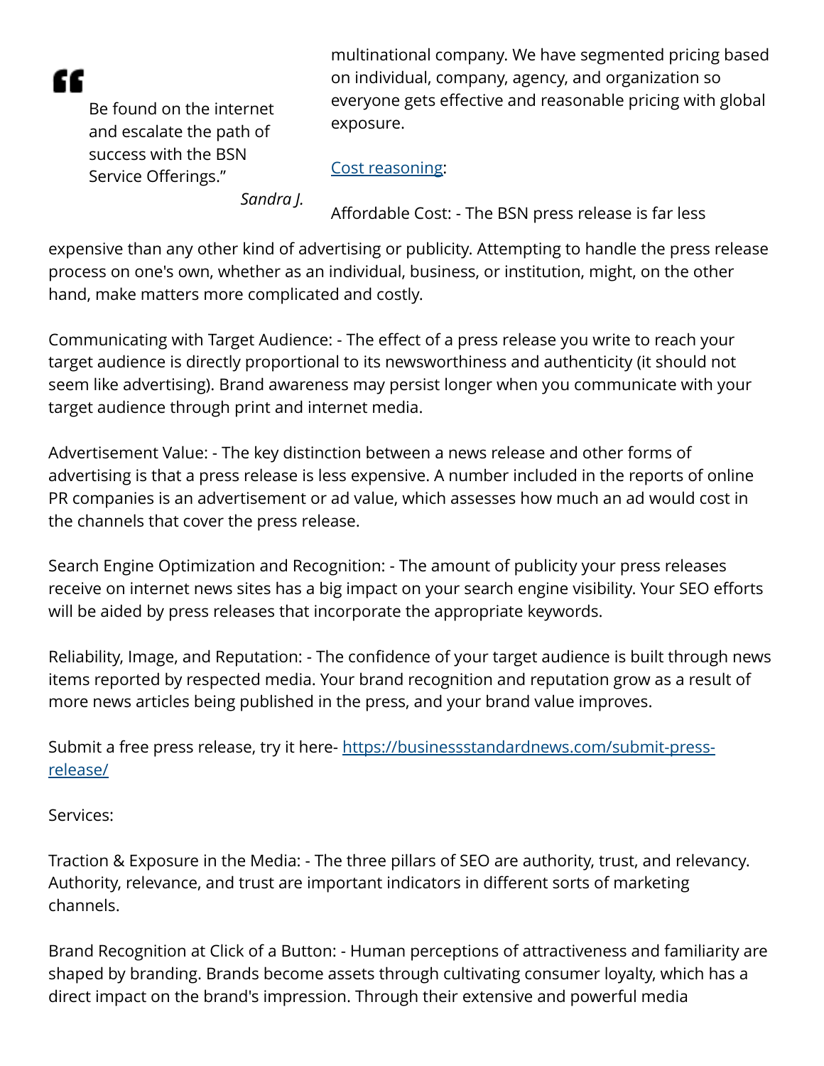> "Be found on the internet and escalate the path of success with the BSN Service Offerings."
>
> *Sandra J.*

multinational company. We have segmented pricing based on individual, company, agency, and organization so everyone gets effective and reasonable pricing with global exposure.

[Cost reasoning]:

Affordable Cost: - The BSN press release is far less expensive than any other kind of advertising or publicity. Attempting to handle the press release process on one's own, whether as an individual, business, or institution, might, on the other hand, make matters more complicated and costly.

Communicating with Target Audience: - The effect of a press release you write to reach your target audience is directly proportional to its newsworthiness and authenticity (it should not seem like advertising). Brand awareness may persist longer when you communicate with your target audience through print and internet media.

Advertisement Value: - The key distinction between a news release and other forms of advertising is that a press release is less expensive. A number included in the reports of online PR companies is an advertisement or ad value, which assesses how much an ad would cost in the channels that cover the press release.

Search Engine Optimization and Recognition: - The amount of publicity your press releases receive on internet news sites has a big impact on your search engine visibility. Your SEO efforts will be aided by press releases that incorporate the appropriate keywords.

Reliability, Image, and Reputation: - The confidence of your target audience is built through news items reported by respected media. Your brand recognition and reputation grow as a result of more news articles being published in the press, and your brand value improves.

Submit a free press release, try it here- https://businessstandardnews.com/submit-press-release/

Services:

Traction & Exposure in the Media: - The three pillars of SEO are authority, trust, and relevancy. Authority, relevance, and trust are important indicators in different sorts of marketing channels.

Brand Recognition at Click of a Button: - Human perceptions of attractiveness and familiarity are shaped by branding. Brands become assets through cultivating consumer loyalty, which has a direct impact on the brand's impression. Through their extensive and powerful media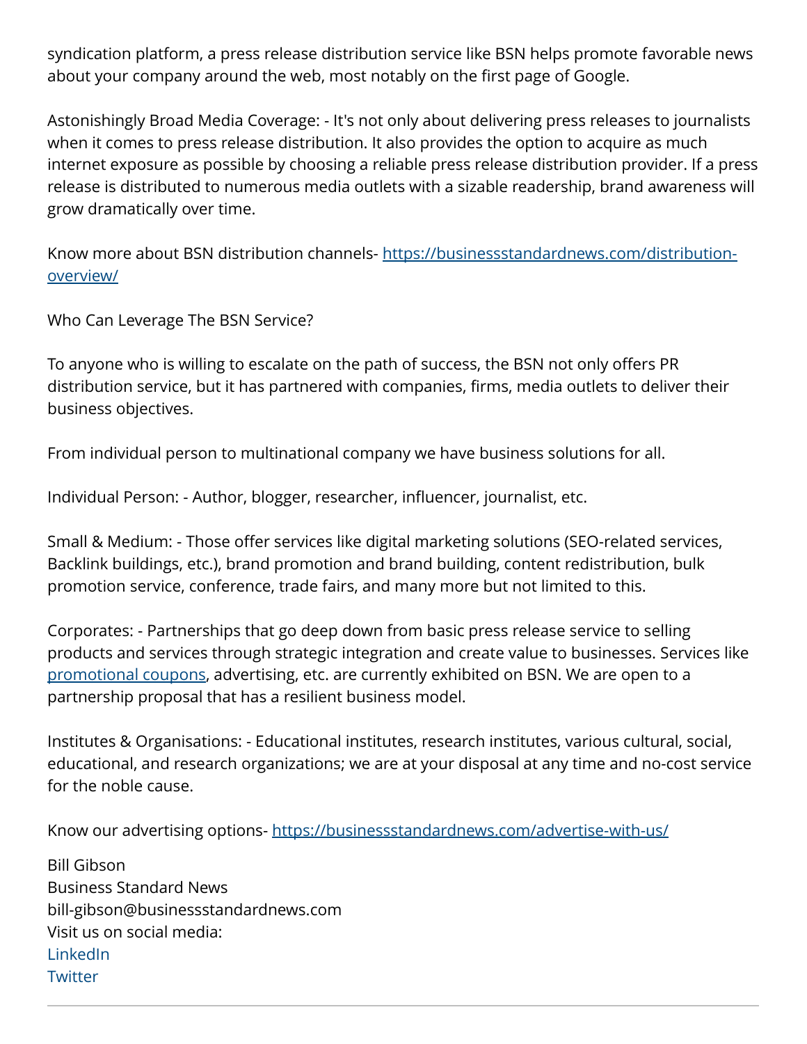syndication platform, a press release distribution service like BSN helps promote favorable news about your company around the web, most notably on the first page of Google.

Astonishingly Broad Media Coverage: - It's not only about delivering press releases to journalists when it comes to press release distribution. It also provides the option to acquire as much internet exposure as possible by choosing a reliable press release distribution provider. If a press release is distributed to numerous media outlets with a sizable readership, brand awareness will grow dramatically over time.

Know more about BSN distribution channels- [https://businessstandardnews.com/distribution-overview/](https://businessstandardnews.com/distribution-overview/)

Who Can Leverage The BSN Service?

To anyone who is willing to escalate on the path of success, the BSN not only offers PR distribution service, but it has partnered with companies, firms, media outlets to deliver their business objectives.

From individual person to multinational company we have business solutions for all.

Individual Person: - Author, blogger, researcher, influencer, journalist, etc.

Small & Medium: - Those offer services like digital marketing solutions (SEO-related services, Backlink buildings, etc.), brand promotion and brand building, content redistribution, bulk promotion service, conference, trade fairs, and many more but not limited to this.

Corporates: - Partnerships that go deep down from basic press release service to selling products and services through strategic integration and create value to businesses. Services like promotional coupons, advertising, etc. are currently exhibited on BSN. We are open to a partnership proposal that has a resilient business model.

Institutes & Organisations: - Educational institutes, research institutes, various cultural, social, educational, and research organizations; we are at your disposal at any time and no-cost service for the noble cause.

Know our advertising options- [https://businessstandardnews.com/advertise-with-us/](https://businessstandardnews.com/advertise-with-us/)

Bill Gibson
Business Standard News
bill-gibson@businessstandardnews.com
Visit us on social media:
LinkedIn
Twitter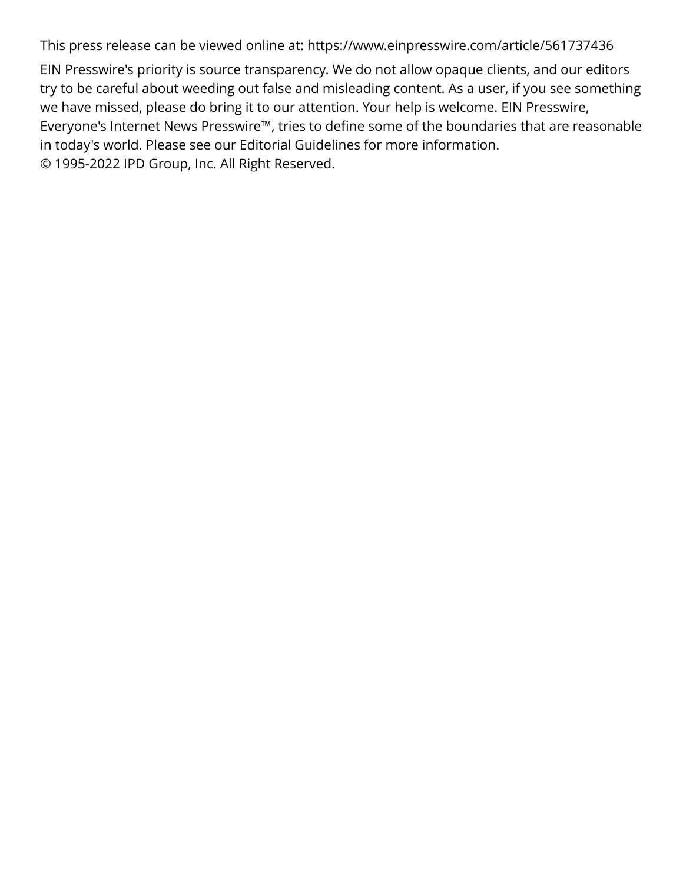This press release can be viewed online at: https://www.einpresswire.com/article/561737436

EIN Presswire's priority is source transparency. We do not allow opaque clients, and our editors try to be careful about weeding out false and misleading content. As a user, if you see something we have missed, please do bring it to our attention. Your help is welcome. EIN Presswire, Everyone's Internet News Presswire™, tries to define some of the boundaries that are reasonable in today's world. Please see our Editorial Guidelines for more information.
© 1995-2022 IPD Group, Inc. All Right Reserved.